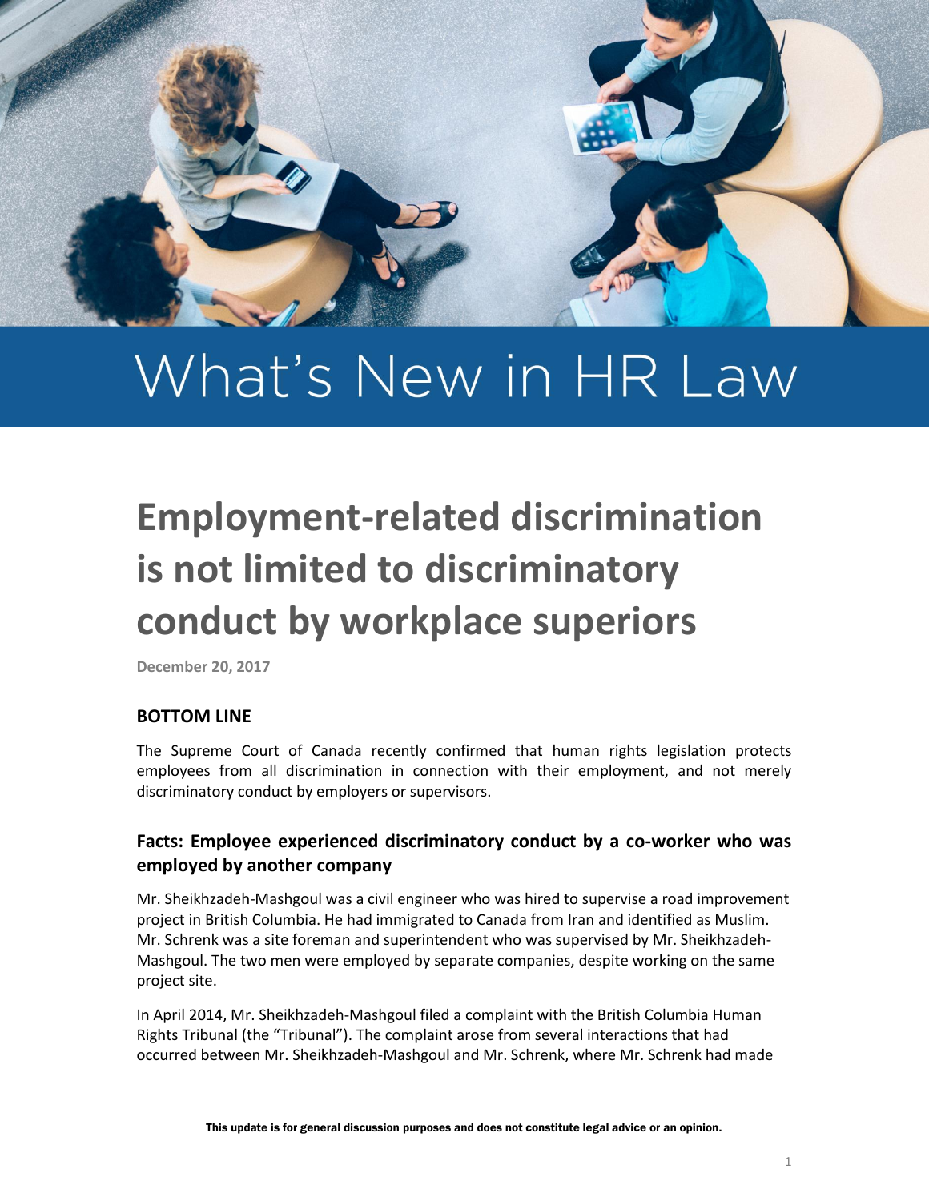# What's New in HR Law

## Employment-related discrimination is not limited to discriminatory conduct by workplace superiors

**December 20, 2017**

### BOTTOM LINE

The Supreme Court of Canada recently confirmed that human rights legislation protects employees from all discrimination in connection with their employment, and not merely discriminatory conduct by employers or supervisors.

### Facts: Employee experienced discriminatory conduct by a co-worker who was employed by another company

Mr. Sheikhzadeh-Mashgoul was a civil engineer who was hired to supervise a road improvement project in British Columbia. He had immigrated to Canada from Iran and identified as Muslim. Mr. Schrenk was a site foreman and superintendent who was supervised by Mr. Sheikhzadeh-Mashgoul. The two men were employed by separate companies, despite working on the same project site.

In April 2014, Mr. Sheikhzadeh-Mashgoul filed a complaint with the British Columbia Human Rights Tribunal (the "Tribunal"). The complaint arose from several interactions that had occurred between Mr. Sheikhzadeh-Mashgoul and Mr. Schrenk, where Mr. Schrenk had made

This update is for general discussion purposes and does not constitute legal advice or an opinion.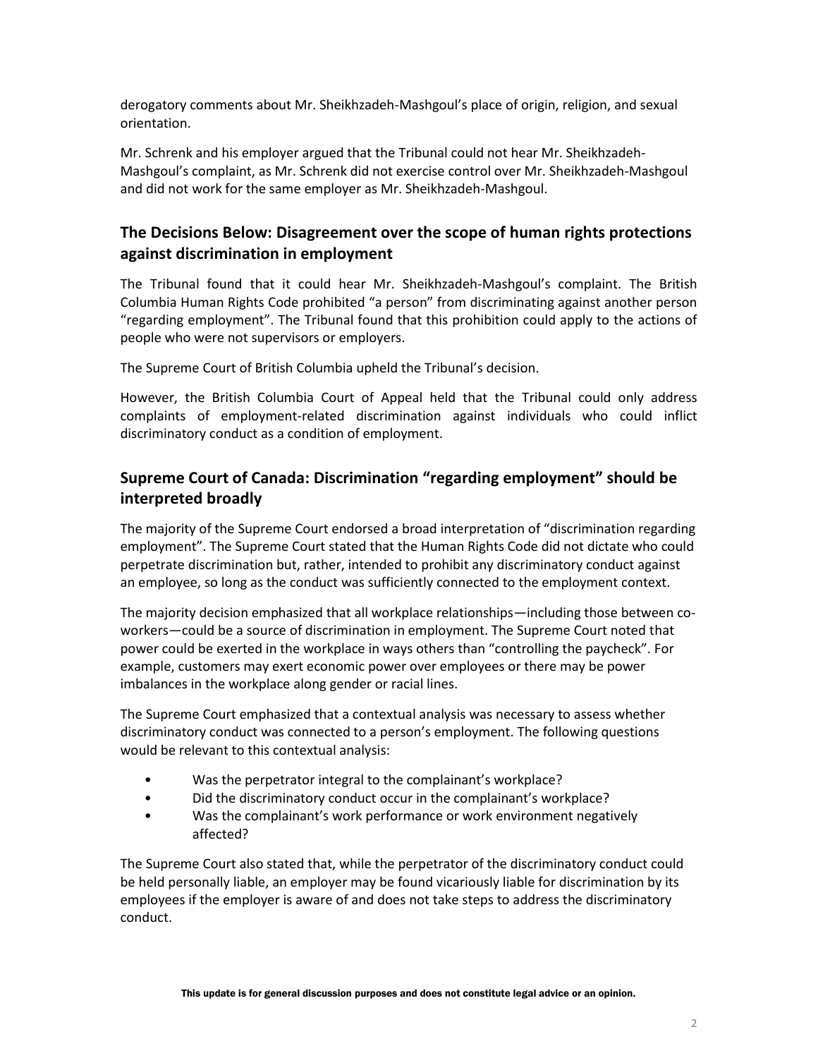derogatory comments about Mr. Sheikhzadeh-Mashgoul's place of origin, religion, and sexual orientation.

Mr. Schrenk and his employer argued that the Tribunal could not hear Mr. Sheikhzadeh-Mashgoul's complaint, as Mr. Schrenk did not exercise control over Mr. Sheikhzadeh-Mashgoul and did not work for the same employer as Mr. Sheikhzadeh-Mashgoul.

## The Decisions Below: Disagreement over the scope of human rights protections against discrimination in employment

The Tribunal found that it could hear Mr. Sheikhzadeh-Mashgoul's complaint. The British Columbia Human Rights Code prohibited "a person" from discriminating against another person "regarding employment". The Tribunal found that this prohibition could apply to the actions of people who were not supervisors or employers.

The Supreme Court of British Columbia upheld the Tribunal's decision.

However, the British Columbia Court of Appeal held that the Tribunal could only address complaints of employment-related discrimination against individuals who could inflict discriminatory conduct as a condition of employment.

## Supreme Court of Canada: Discrimination "regarding employment" should be interpreted broadly

The majority of the Supreme Court endorsed a broad interpretation of "discrimination regarding employment". The Supreme Court stated that the Human Rights Code did not dictate who could perpetrate discrimination but, rather, intended to prohibit any discriminatory conduct against an employee, so long as the conduct was sufficiently connected to the employment context.

The majority decision emphasized that all workplace relationships—including those between co-workers—could be a source of discrimination in employment. The Supreme Court noted that power could be exerted in the workplace in ways others than "controlling the paycheck". For example, customers may exert economic power over employees or there may be power imbalances in the workplace along gender or racial lines.

The Supreme Court emphasized that a contextual analysis was necessary to assess whether discriminatory conduct was connected to a person's employment. The following questions would be relevant to this contextual analysis:

- Was the perpetrator integral to the complainant's workplace?
- Did the discriminatory conduct occur in the complainant's workplace?
- Was the complainant's work performance or work environment negatively affected?

The Supreme Court also stated that, while the perpetrator of the discriminatory conduct could be held personally liable, an employer may be found vicariously liable for discrimination by its employees if the employer is aware of and does not take steps to address the discriminatory conduct.

**This update is for general discussion purposes and does not constitute legal advice or an opinion.**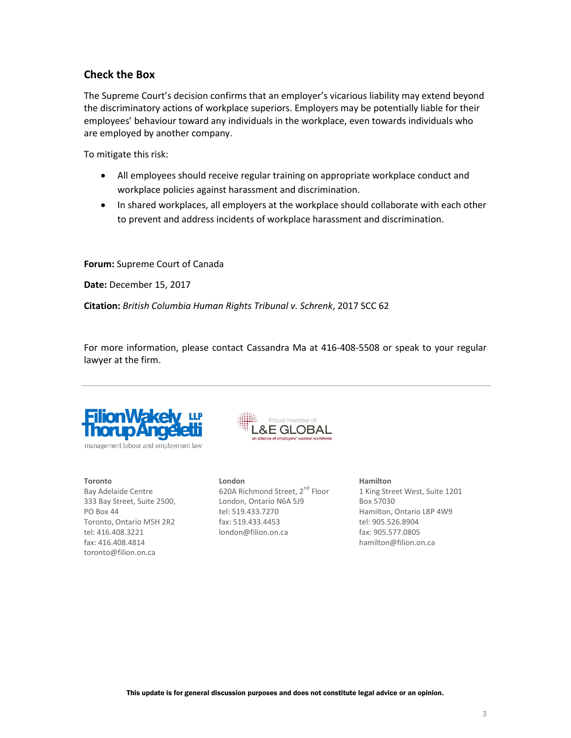## Check the Box

The Supreme Court's decision confirms that an employer's vicarious liability may extend beyond the discriminatory actions of workplace superiors. Employers may be potentially liable for their employees' behaviour toward any individuals in the workplace, even towards individuals who are employed by another company.

To mitigate this risk:

- All employees should receive regular training on appropriate workplace conduct and workplace policies against harassment and discrimination.
- In shared workplaces, all employers at the workplace should collaborate with each other to prevent and address incidents of workplace harassment and discrimination.

**Forum:** Supreme Court of Canada

**Date:** December 15, 2017

**Citation:** *British Columbia Human Rights Tribunal v. Schrenk*, 2017 SCC 62

For more information, please contact Cassandra Ma at 416-408-5508 or speak to your regular lawyer at the firm.

---

Filion Wakely Thorup Angeletti LLP
management labour and employment law

Proud member of L&E GLOBAL
an alliance of employers' counsel worldwide

**Toronto**
Bay Adelaide Centre
333 Bay Street, Suite 2500,
PO Box 44
Toronto, Ontario M5H 2R2
tel: 416.408.3221
fax: 416.408.4814
toronto@filion.on.ca

**London**
620A Richmond Street, 2nd Floor
London, Ontario N6A 5J9
tel: 519.433.7270
fax: 519.433.4453
london@filion.on.ca

**Hamilton**
1 King Street West, Suite 1201
Box 57030
Hamilton, Ontario L8P 4W9
tel: 905.526.8904
fax: 905.577.0805
hamilton@filion.on.ca

**This update is for general discussion purposes and does not constitute legal advice or an opinion.**